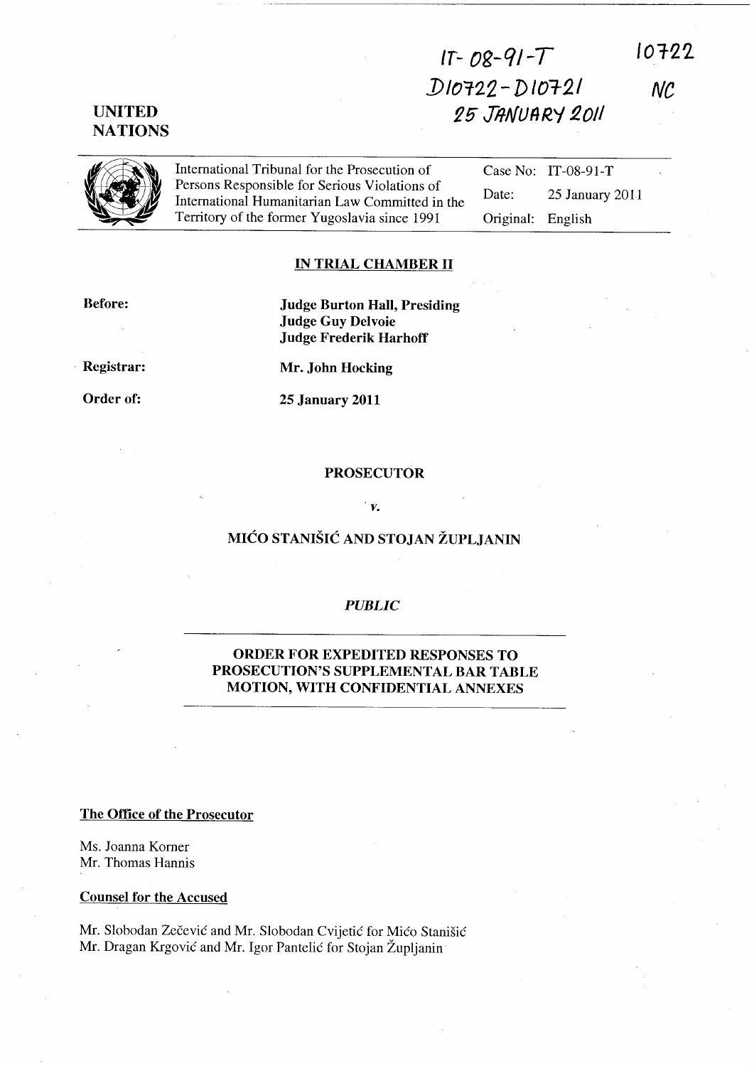IT-08-91-T
D10722-D10721
25 JANUARY 2011

10722
NC

UNITED NATIONS

International Tribunal for the Prosecution of Persons Responsible for Serious Violations of International Humanitarian Law Committed in the Territory of the former Yugoslavia since 1991

| | |
|---|---|
| Case No: | IT-08-91-T |
| Date: | 25 January 2011 |
| Original: | English |

**IN TRIAL CHAMBER II**

**Before:** **Judge Burton Hall, Presiding**
**Judge Guy Delvoie**
**Judge Frederik Harhoff**

**Registrar:** **Mr. John Hocking**

**Order of:** **25 January 2011**

**PROSECUTOR**

*v.*

**MIĆO STANIŠIĆ AND STOJAN ŽUPLJANIN**

*PUBLIC*

**ORDER FOR EXPEDITED RESPONSES TO PROSECUTION'S SUPPLEMENTAL BAR TABLE MOTION, WITH CONFIDENTIAL ANNEXES**

**The Office of the Prosecutor**

Ms. Joanna Korner
Mr. Thomas Hannis

**Counsel for the Accused**

Mr. Slobodan Zečević and Mr. Slobodan Cvijetić for Mićo Stanišić
Mr. Dragan Krgović and Mr. Igor Pantelić for Stojan Župljanin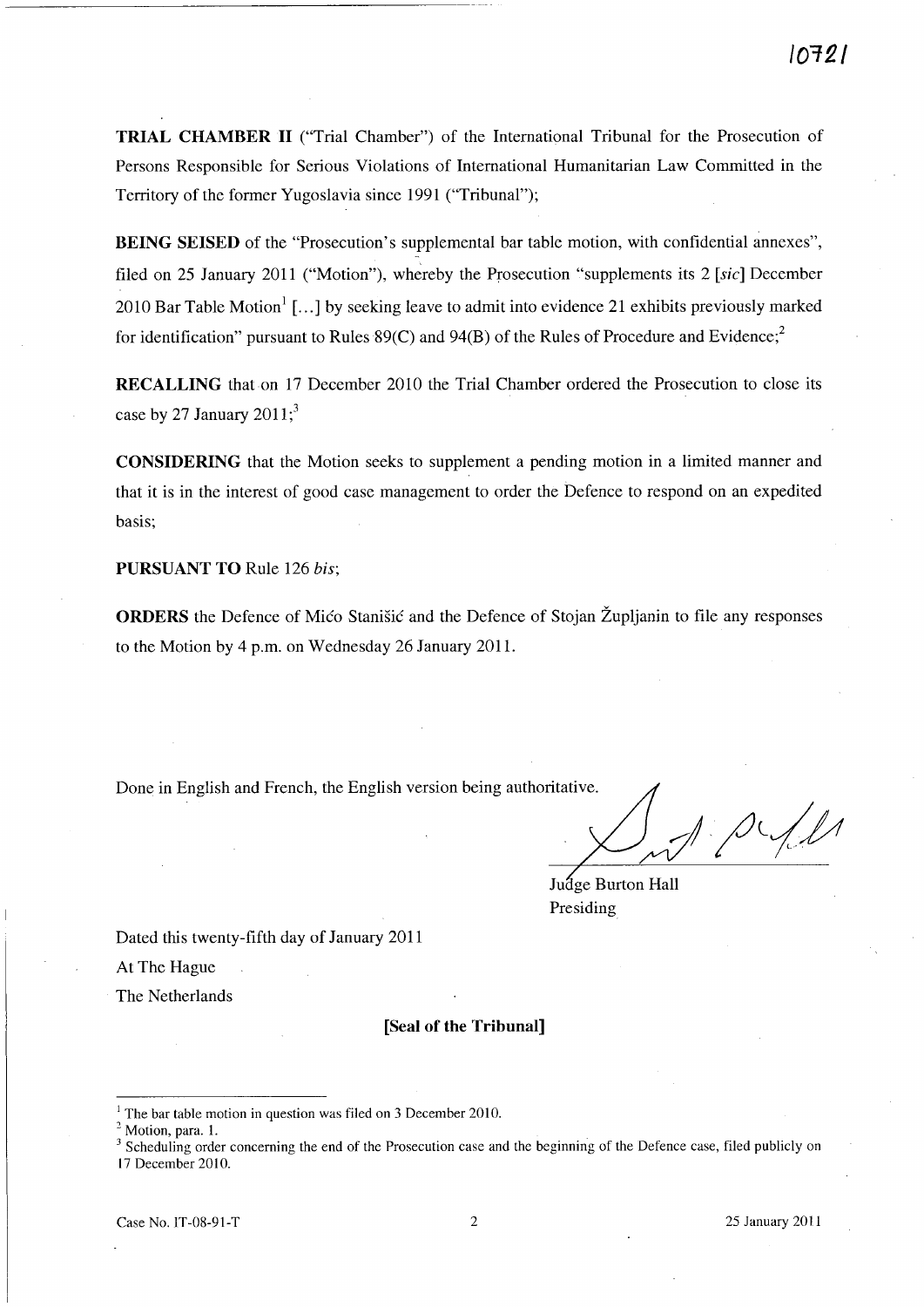**TRIAL CHAMBER II** ("Trial Chamber") of the International Tribunal for the Prosecution of Persons Responsible for Serious Violations of International Humanitarian Law Committed in the Territory of the former Yugoslavia since 1991 ("Tribunal");

**BEING SEISED** of the "Prosecution's supplemental bar table motion, with confidential annexes", filed on 25 January 2011 ("Motion"), whereby the Prosecution "supplements its 2 [*sic*] December 2010 Bar Table Motion[1] [...] by seeking leave to admit into evidence 21 exhibits previously marked for identification" pursuant to Rules 89(C) and 94(B) of the Rules of Procedure and Evidence;[2]

**RECALLING** that on 17 December 2010 the Trial Chamber ordered the Prosecution to close its case by 27 January 2011;[3]

**CONSIDERING** that the Motion seeks to supplement a pending motion in a limited manner and that it is in the interest of good case management to order the Defence to respond on an expedited basis;

**PURSUANT TO** Rule 126 *bis*;

**ORDERS** the Defence of Mićo Stanišić and the Defence of Stojan Župljanin to file any responses to the Motion by 4 p.m. on Wednesday 26 January 2011.

Done in English and French, the English version being authoritative.

Judge Burton Hall
Presiding

Dated this twenty-fifth day of January 2011
At The Hague
The Netherlands

**[Seal of the Tribunal]**

---

[1] The bar table motion in question was filed on 3 December 2010.

[2] Motion, para. 1.

[3] Scheduling order concerning the end of the Prosecution case and the beginning of the Defence case, filed publicly on 17 December 2010.